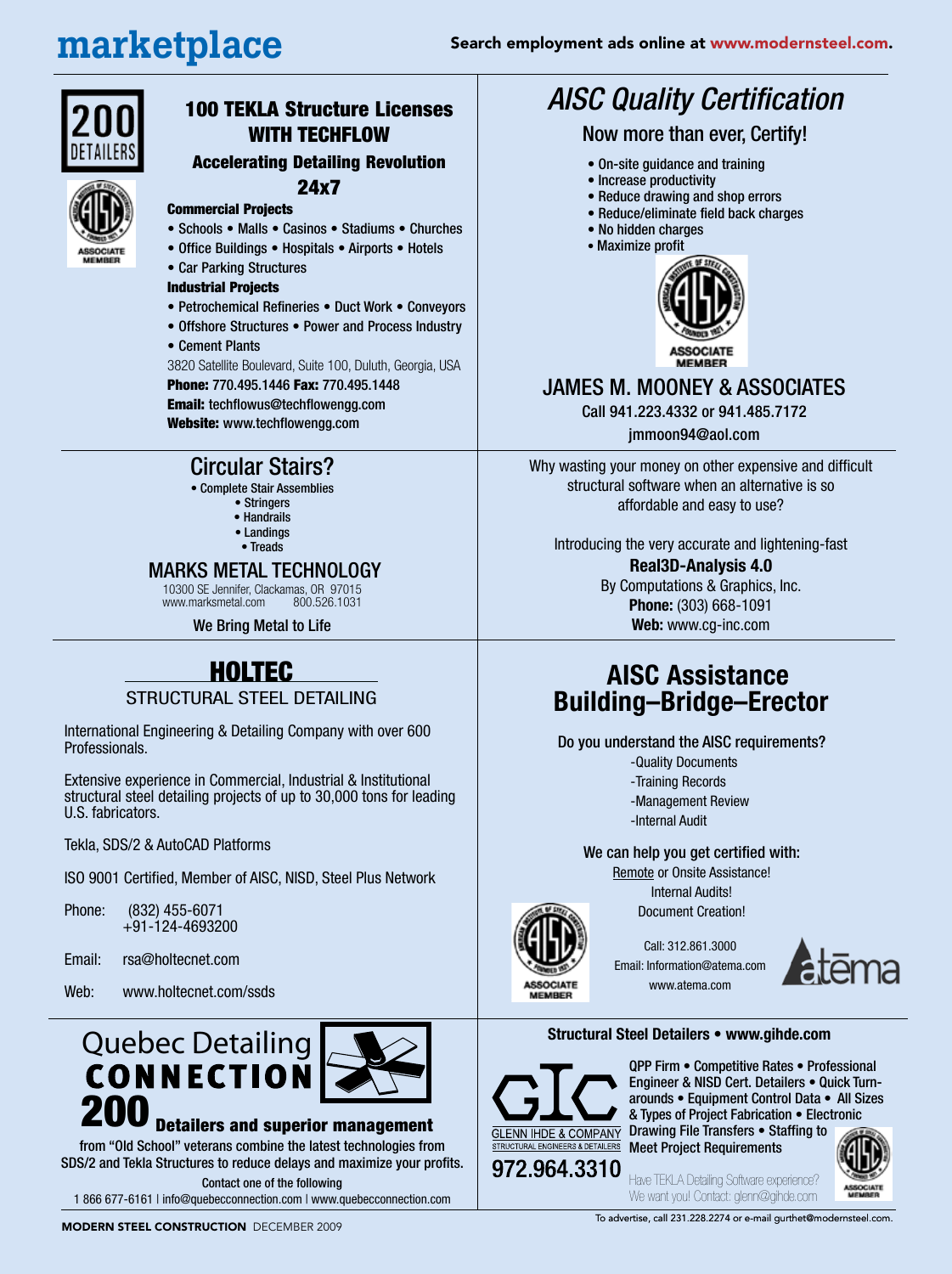# marketplace

Search employment ads online at www.modernsteel.com.

200 DETAILERS

ASSOCIATE MEMBER

## 100 TEKLA Structure Licenses WITH TECHFLOW

### Accelerating Detailing Revolution

### 24x7

**Commercial Projects**

- Schools • Malls • Casinos • Stadiums • Churches
- Office Buildings • Hospitals • Airports • Hotels
- Car Parking Structures

**Industrial Projects**

- Petrochemical Refineries • Duct Work • Conveyors
- Offshore Structures • Power and Process Industry
- Cement Plants

3820 Satellite Boulevard, Suite 100, Duluth, Georgia, USA

**Phone:** 770.495.1446 **Fax:** 770.495.1448

**Email:** techflowus@techflowengg.com

**Website:** www.techflowengg.com

---

## *AISC Quality Certification*

Now more than ever, Certify!

- On-site guidance and training
- Increase productivity
- Reduce drawing and shop errors
- Reduce/eliminate field back charges
- No hidden charges
- Maximize profit

ASSOCIATE MEMBER

JAMES M. MOONEY & ASSOCIATES

Call 941.223.4332 or 941.485.7172

jmmoon94@aol.com

---

## Circular Stairs?

- Complete Stair Assemblies
- Stringers
- Handrails
- Landings
- Treads

MARKS METAL TECHNOLOGY

10300 SE Jennifer, Clackamas, OR 97015

www.marksmetal.com 800.526.1031

We Bring Metal to Life

---

Why wasting your money on other expensive and difficult structural software when an alternative is so affordable and easy to use?

Introducing the very accurate and lightening-fast

**Real3D-Analysis 4.0**

By Computations & Graphics, Inc.

**Phone:** (303) 668-1091

**Web:** www.cg-inc.com

---

## HOLTEC

STRUCTURAL STEEL DETAILING

International Engineering & Detailing Company with over 600 Professionals.

Extensive experience in Commercial, Industrial & Institutional structural steel detailing projects of up to 30,000 tons for leading U.S. fabricators.

Tekla, SDS/2 & AutoCAD Platforms

ISO 9001 Certified, Member of AISC, NISD, Steel Plus Network

Phone: (832) 455-6071
+91-124-4693200

Email: rsa@holtecnet.com

Web: www.holtecnet.com/ssds

---

## AISC Assistance Building–Bridge–Erector

Do you understand the AISC requirements?

- -Quality Documents
- -Training Records
- -Management Review
- -Internal Audit

We can help you get certified with:

Remote or Onsite Assistance!

Internal Audits!

Document Creation!

ASSOCIATE MEMBER

Call: 312.861.3000

Email: Information@atema.com

www.atema.com

atēma

---

## Quebec Detailing CONNECTION

**200 Detailers and superior management** from "Old School" veterans combine the latest technologies from SDS/2 and Tekla Structures to reduce delays and maximize your profits.

Contact one of the following

1 866 677-6161 | info@quebecconnection.com | www.quebecconnection.com

---

**Structural Steel Detailers • www.gihde.com**

GLENN IHDE & COMPANY
STRUCTURAL ENGINEERS & DETAILERS

972.964.3310

QPP Firm • Competitive Rates • Professional Engineer & NISD Cert. Detailers • Quick Turn-arounds • Equipment Control Data • All Sizes & Types of Project Fabrication • Electronic Drawing File Transfers • Staffing to Meet Project Requirements

Have TEKLA Detailing Software experience? We want you! Contact: glenn@gihde.com

ASSOCIATE MEMBER

To advertise, call 231.228.2274 or e-mail gurthet@modernsteel.com.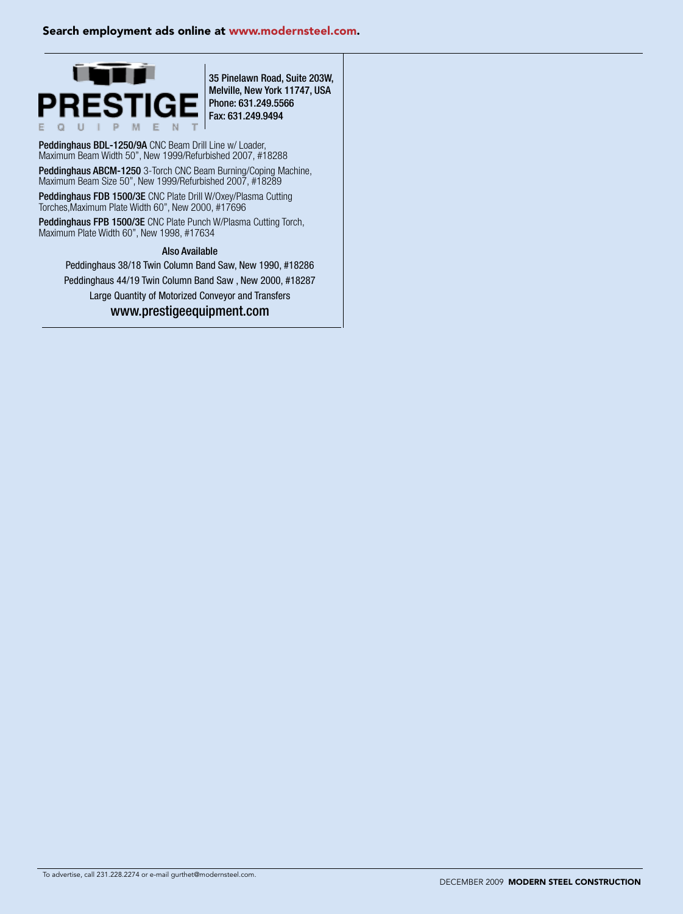Search employment ads online at www.modernsteel.com.

**PRESTIGE**
E Q U I P M E N T

35 Pinelawn Road, Suite 203W,
Melville, New York 11747, USA
Phone: 631.249.5566
Fax: 631.249.9494

**Peddinghaus BDL-1250/9A** CNC Beam Drill Line w/ Loader, Maximum Beam Width 50", New 1999/Refurbished 2007, #18288

**Peddinghaus ABCM-1250** 3-Torch CNC Beam Burning/Coping Machine, Maximum Beam Size 50", New 1999/Refurbished 2007, #18289

**Peddinghaus FDB 1500/3E** CNC Plate Drill W/Oxey/Plasma Cutting Torches,Maximum Plate Width 60", New 2000, #17696

**Peddinghaus FPB 1500/3E** CNC Plate Punch W/Plasma Cutting Torch, Maximum Plate Width 60", New 1998, #17634

Also Available

Peddinghaus 38/18 Twin Column Band Saw, New 1990, #18286

Peddinghaus 44/19 Twin Column Band Saw , New 2000, #18287

Large Quantity of Motorized Conveyor and Transfers

www.prestigeequipment.com

To advertise, call 231.228.2274 or e-mail gurthet@modernsteel.com.